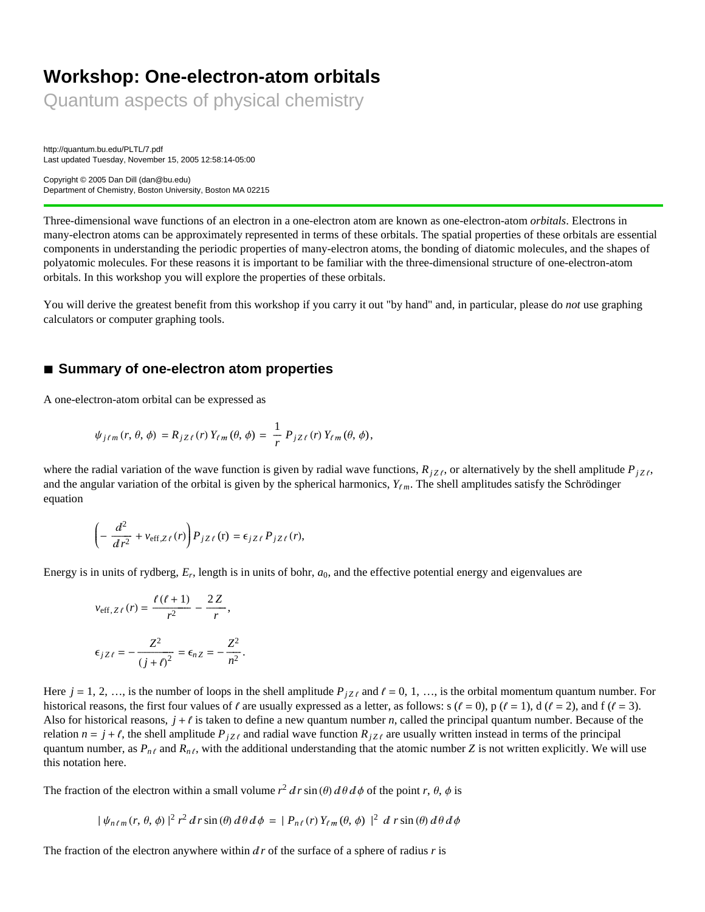# Workshop: One-electron-atom orbitals

Quantum aspects of physical chemistry

http://quantum.bu.edu/PLTL/7.pdf
Last updated Tuesday, November 15, 2005 12:58:14-05:00

Copyright © 2005 Dan Dill (dan@bu.edu)
Department of Chemistry, Boston University, Boston MA 02215

---

Three-dimensional wave functions of an electron in a one-electron atom are known as one-electron-atom *orbitals*. Electrons in many-electron atoms can be approximately represented in terms of these orbitals. The spatial properties of these orbitals are essential components in understanding the periodic properties of many-electron atoms, the bonding of diatomic molecules, and the shapes of polyatomic molecules. For these reasons it is important to be familiar with the three-dimensional structure of one-electron-atom orbitals. In this workshop you will explore the properties of these orbitals.

You will derive the greatest benefit from this workshop if you carry it out "by hand" and, in particular, please do *not* use graphing calculators or computer graphing tools.

## ■ Summary of one-electron atom properties

A one-electron-atom orbital can be expressed as

$$\psi_{j\,\ell\,m}(r,\theta,\phi) = R_{j\,Z\,\ell}(r)\,Y_{\ell\,m}(\theta,\phi) = \frac{1}{r}\,P_{j\,Z\,\ell}(r)\,Y_{\ell\,m}(\theta,\phi),$$

where the radial variation of the wave function is given by radial wave functions, $R_{j\,Z\,\ell}$, or alternatively by the shell amplitude $P_{j\,Z\,\ell}$, and the angular variation of the orbital is given by the spherical harmonics, $Y_{\ell\,m}$. The shell amplitudes satisfy the Schrödinger equation

$$\left(-\frac{d^2}{dr^2} + v_{\text{eff},Z\,\ell}(r)\right)P_{j\,Z\,\ell}(\text{r}) = \epsilon_{j\,Z\,\ell}\,P_{j\,Z\,\ell}(r),$$

Energy is in units of rydberg, $E_r$, length is in units of bohr, $a_0$, and the effective potential energy and eigenvalues are

$$v_{\text{eff},\,Z\,\ell}(r) = \frac{\ell(\ell+1)}{r^2} - \frac{2\,Z}{r},$$

$$\epsilon_{j\,Z\,\ell} = -\frac{Z^2}{(j+\ell)^2} = \epsilon_{n\,Z} = -\frac{Z^2}{n^2}.$$

Here $j = 1, 2, \ldots$, is the number of loops in the shell amplitude $P_{j\,Z\,\ell}$ and $\ell = 0, 1, \ldots$, is the orbital momentum quantum number. For historical reasons, the first four values of $\ell$ are usually expressed as a letter, as follows: s ($\ell = 0$), p ($\ell = 1$), d ($\ell = 2$), and f ($\ell = 3$). Also for historical reasons, $j + \ell$ is taken to define a new quantum number $n$, called the principal quantum number. Because of the relation $n = j + \ell$, the shell amplitude $P_{j\,Z\,\ell}$ and radial wave function $R_{j\,Z\,\ell}$ are usually written instead in terms of the principal quantum number, as $P_{n\,\ell}$ and $R_{n\,\ell}$, with the additional understanding that the atomic number $Z$ is not written explicitly. We will use this notation here.

The fraction of the electron within a small volume $r^2\,dr\sin(\theta)\,d\theta\,d\phi$ of the point $r, \theta, \phi$ is

$$|\,\psi_{n\,\ell\,m}(r,\theta,\phi)\,|^2\,r^2\,dr\sin(\theta)\,d\theta\,d\phi \;=\; |\,P_{n\,\ell}(r)\,Y_{\ell\,m}(\theta,\phi)\;|^2\;\,d\,r\sin(\theta)\,d\theta\,d\phi$$

The fraction of the electron anywhere within $dr$ of the surface of a sphere of radius $r$ is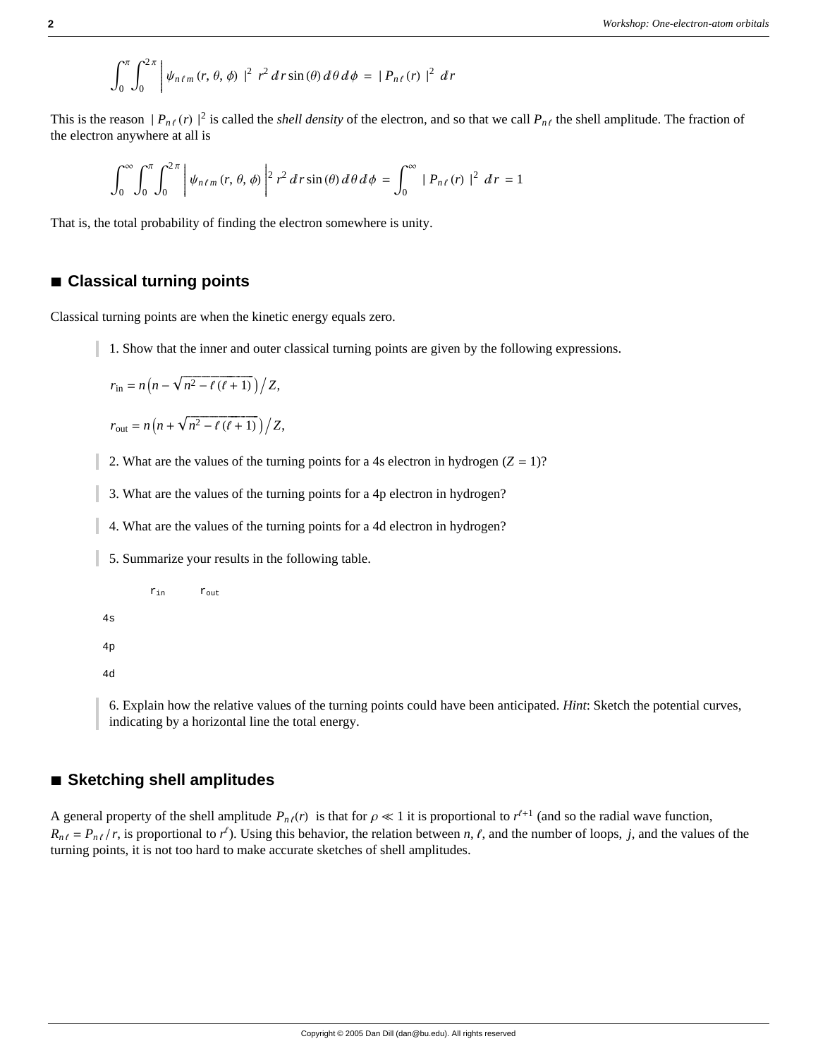$$\int_0^{\pi}\int_0^{2\pi}\left|\psi_{n\ell m}(r,\theta,\phi)\right|^2 r^2\,dr\sin(\theta)\,d\theta\,d\phi = |P_{n\ell}(r)|^2\,dr$$

This is the reason $|P_{n\ell}(r)|^2$ is called the *shell density* of the electron, and so that we call $P_{n\ell}$ the shell amplitude. The fraction of the electron anywhere at all is

$$\int_0^{\infty}\int_0^{\pi}\int_0^{2\pi}\left|\psi_{n\ell m}(r,\theta,\phi)\right|^2 r^2\,dr\sin(\theta)\,d\theta\,d\phi = \int_0^{\infty} |P_{n\ell}(r)|^2\,dr = 1$$

That is, the total probability of finding the electron somewhere is unity.

## ■ Classical turning points

Classical turning points are when the kinetic energy equals zero.

1. Show that the inner and outer classical turning points are given by the following expressions.

$$r_{\text{in}} = n\left(n - \sqrt{n^2 - \ell(\ell+1)}\right)\Big/ Z,$$

$$r_{\text{out}} = n\left(n + \sqrt{n^2 - \ell(\ell+1)}\right)\Big/ Z,$$

2. What are the values of the turning points for a 4s electron in hydrogen ($Z = 1$)?

3. What are the values of the turning points for a 4p electron in hydrogen?

4. What are the values of the turning points for a 4d electron in hydrogen?

5. Summarize your results in the following table.

| | $r_{\text{in}}$ | $r_{\text{out}}$ |
|---|---|---|
| 4s | | |
| 4p | | |
| 4d | | |

6. Explain how the relative values of the turning points could have been anticipated. *Hint*: Sketch the potential curves, indicating by a horizontal line the total energy.

## ■ Sketching shell amplitudes

A general property of the shell amplitude $P_{n\ell}(r)$ is that for $\rho \ll 1$ it is proportional to $r^{\ell+1}$ (and so the radial wave function, $R_{n\ell} = P_{n\ell}/r$, is proportional to $r^{\ell}$). Using this behavior, the relation between $n$, $\ell$, and the number of loops, $j$, and the values of the turning points, it is not too hard to make accurate sketches of shell amplitudes.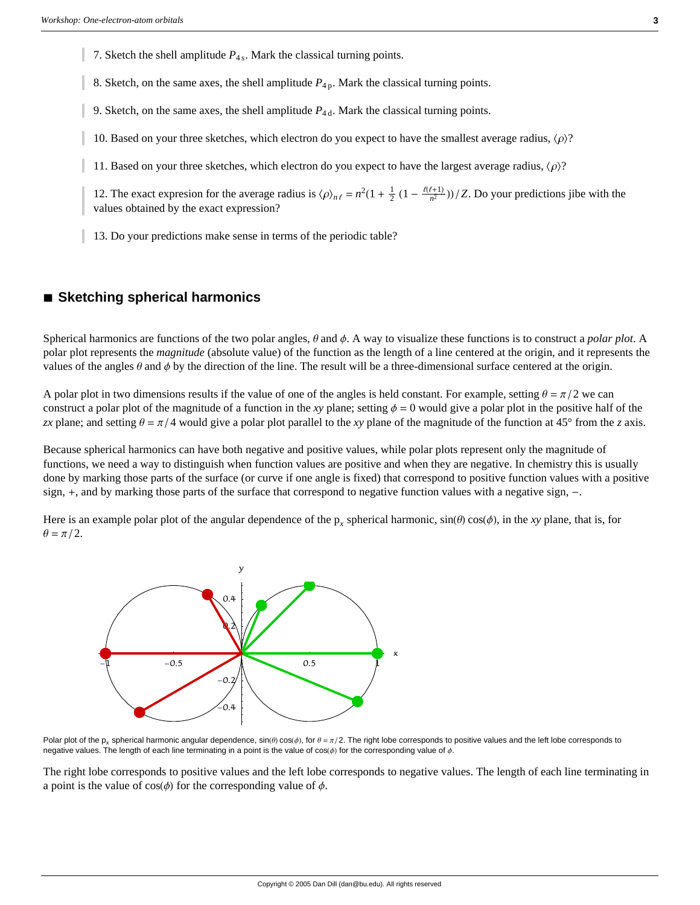7. Sketch the shell amplitude $P_{4\,\mathrm{s}}$. Mark the classical turning points.

8. Sketch, on the same axes, the shell amplitude $P_{4\,\mathrm{p}}$. Mark the classical turning points.

9. Sketch, on the same axes, the shell amplitude $P_{4\,\mathrm{d}}$. Mark the classical turning points.

10. Based on your three sketches, which electron do you expect to have the smallest average radius, $\langle\rho\rangle$?

11. Based on your three sketches, which electron do you expect to have the largest average radius, $\langle\rho\rangle$?

12. The exact expresion for the average radius is $\langle\rho\rangle_{n\,\ell} = n^2(1 + \frac{1}{2}\,(1 - \frac{\ell(\ell+1)}{n^2}))/Z$. Do your predictions jibe with the values obtained by the exact expression?

13. Do your predictions make sense in terms of the periodic table?

## ■ Sketching spherical harmonics

Spherical harmonics are functions of the two polar angles, $\theta$ and $\phi$. A way to visualize these functions is to construct a *polar plot*. A polar plot represents the *magnitude* (absolute value) of the function as the length of a line centered at the origin, and it represents the values of the angles $\theta$ and $\phi$ by the direction of the line. The result will be a three-dimensional surface centered at the origin.

A polar plot in two dimensions results if the value of one of the angles is held constant. For example, setting $\theta = \pi/2$ we can construct a polar plot of the magnitude of a function in the *xy* plane; setting $\phi = 0$ would give a polar plot in the positive half of the *zx* plane; and setting $\theta = \pi/4$ would give a polar plot parallel to the *xy* plane of the magnitude of the function at 45° from the *z* axis.

Because spherical harmonics can have both negative and positive values, while polar plots represent only the magnitude of functions, we need a way to distinguish when function values are positive and when they are negative. In chemistry this is usually done by marking those parts of the surface (or curve if one angle is fixed) that correspond to positive function values with a positive sign, +, and by marking those parts of the surface that correspond to negative function values with a negative sign, −.

Here is an example polar plot of the angular dependence of the $\mathrm{p}_x$ spherical harmonic, $\sin(\theta)\cos(\phi)$, in the *xy* plane, that is, for $\theta = \pi/2$.

Polar plot of the $\mathrm{p}_x$ spherical harmonic angular dependence, $\sin(\theta)\cos(\phi)$, for $\theta = \pi/2$. The right lobe corresponds to positive values and the left lobe corresponds to negative values. The length of each line terminating in a point is the value of $\cos(\phi)$ for the corresponding value of $\phi$.

The right lobe corresponds to positive values and the left lobe corresponds to negative values. The length of each line terminating in a point is the value of $\cos(\phi)$ for the corresponding value of $\phi$.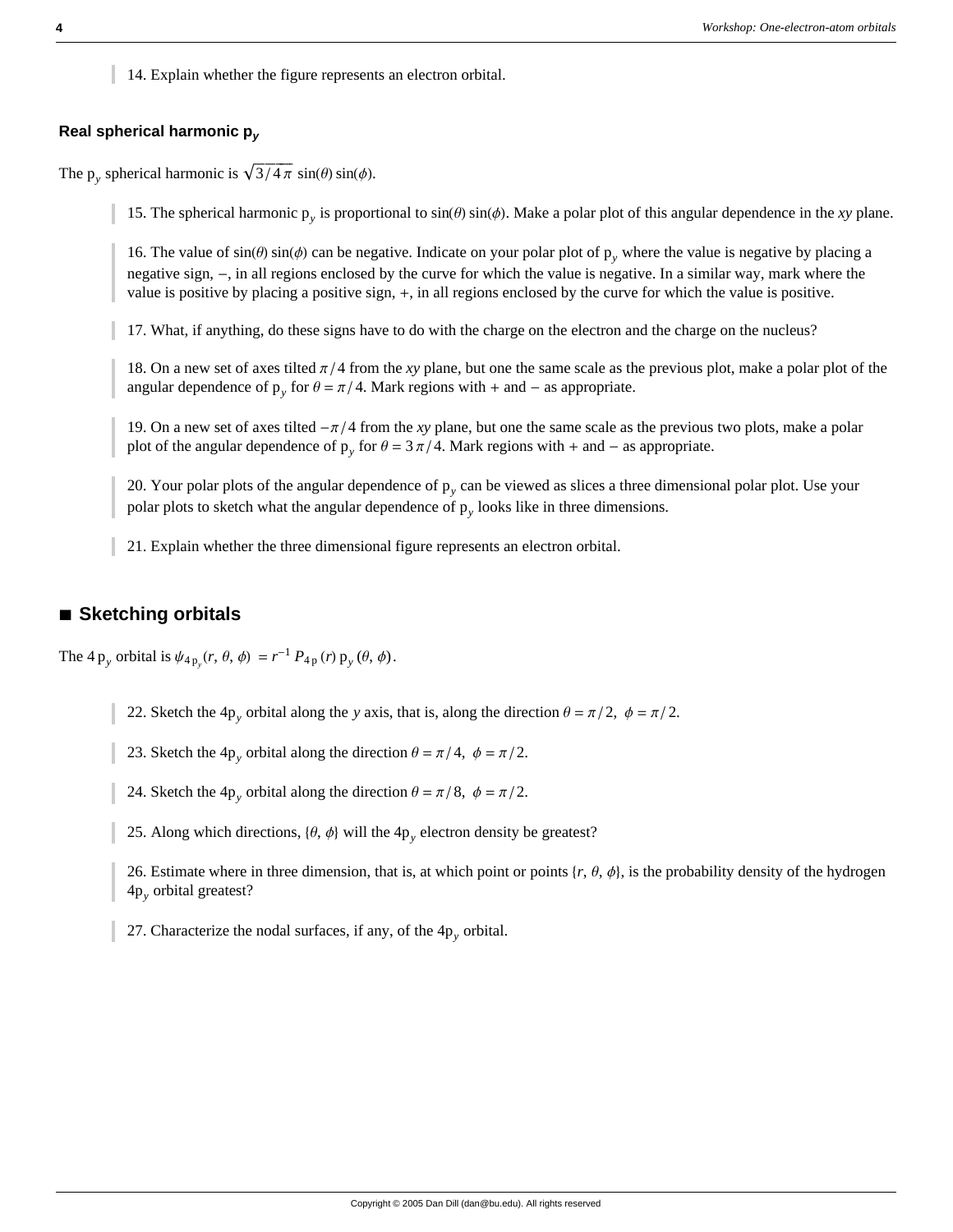14. Explain whether the figure represents an electron orbital.

### Real spherical harmonic $p_y$

The $p_y$ spherical harmonic is $\sqrt{3/4\pi}\ \sin(\theta)\sin(\phi)$.

15. The spherical harmonic $p_y$ is proportional to $\sin(\theta)\sin(\phi)$. Make a polar plot of this angular dependence in the *xy* plane.

16. The value of $\sin(\theta)\sin(\phi)$ can be negative. Indicate on your polar plot of $p_y$ where the value is negative by placing a negative sign, $-$, in all regions enclosed by the curve for which the value is negative. In a similar way, mark where the value is positive by placing a positive sign, $+$, in all regions enclosed by the curve for which the value is positive.

17. What, if anything, do these signs have to do with the charge on the electron and the charge on the nucleus?

18. On a new set of axes tilted $\pi/4$ from the *xy* plane, but one the same scale as the previous plot, make a polar plot of the angular dependence of $p_y$ for $\theta = \pi/4$. Mark regions with $+$ and $-$ as appropriate.

19. On a new set of axes tilted $-\pi/4$ from the *xy* plane, but one the same scale as the previous two plots, make a polar plot of the angular dependence of $p_y$ for $\theta = 3\pi/4$. Mark regions with $+$ and $-$ as appropriate.

20. Your polar plots of the angular dependence of $p_y$ can be viewed as slices a three dimensional polar plot. Use your polar plots to sketch what the angular dependence of $p_y$ looks like in three dimensions.

21. Explain whether the three dimensional figure represents an electron orbital.

## ■ Sketching orbitals

The $4\,p_y$ orbital is $\psi_{4\,p_y}(r, \theta, \phi) = r^{-1} P_{4\,p}(r)\,p_y(\theta, \phi)$.

22. Sketch the $4p_y$ orbital along the *y* axis, that is, along the direction $\theta = \pi/2,\ \phi = \pi/2$.

23. Sketch the $4p_y$ orbital along the direction $\theta = \pi/4,\ \phi = \pi/2$.

24. Sketch the $4p_y$ orbital along the direction $\theta = \pi/8,\ \phi = \pi/2$.

25. Along which directions, $\{\theta, \phi\}$ will the $4p_y$ electron density be greatest?

26. Estimate where in three dimension, that is, at which point or points $\{r, \theta, \phi\}$, is the probability density of the hydrogen $4p_y$ orbital greatest?

27. Characterize the nodal surfaces, if any, of the $4p_y$ orbital.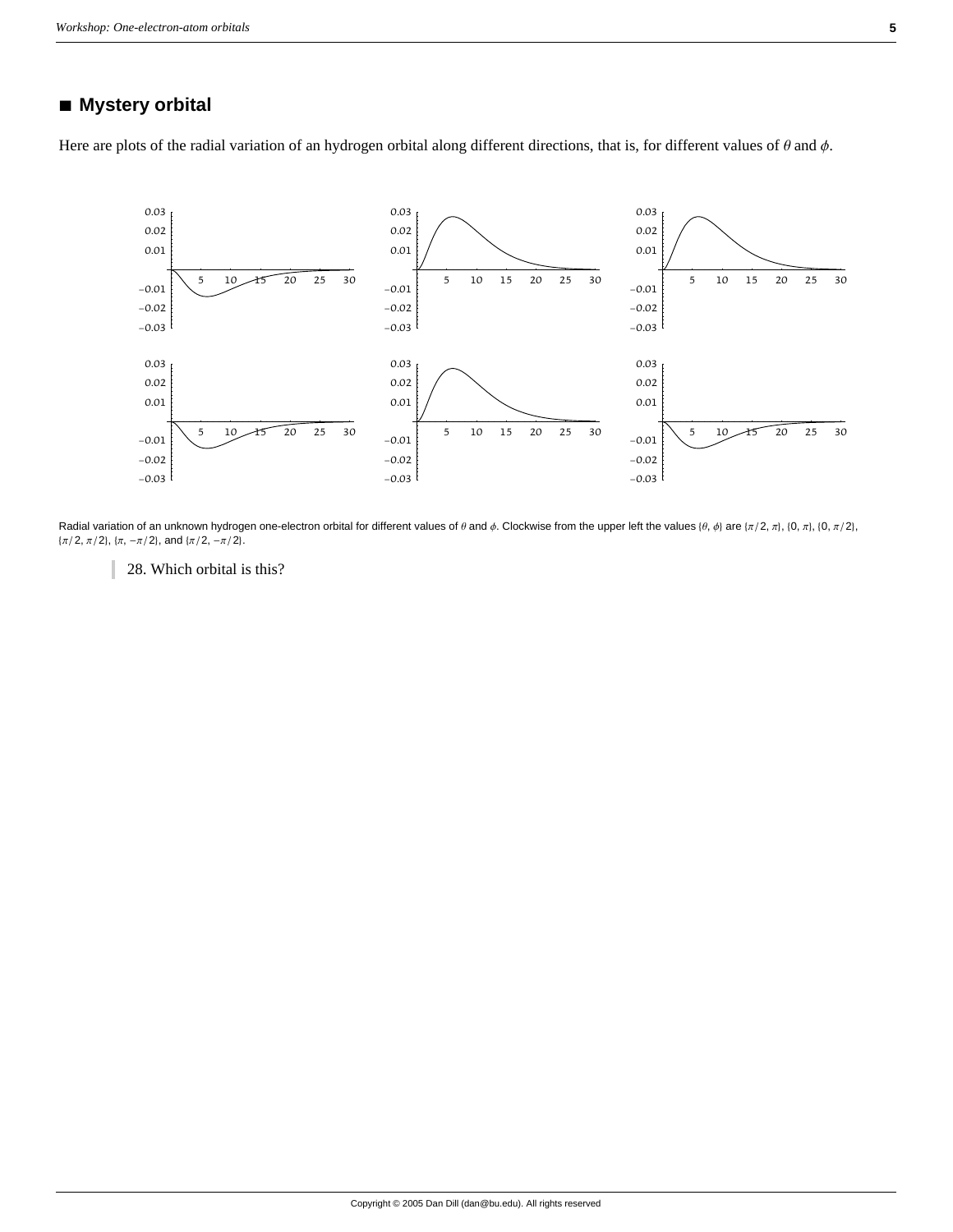## ■ Mystery orbital

Here are plots of the radial variation of an hydrogen orbital along different directions, that is, for different values of $\theta$ and $\phi$.

0.03
0.02
0.01
−0.01
−0.02
−0.03
5 10 15 20 25 30

0.03
0.02
0.01
−0.01
−0.02
−0.03
5 10 15 20 25 30

0.03
0.02
0.01
−0.01
−0.02
−0.03
5 10 15 20 25 30

0.03
0.02
0.01
−0.01
−0.02
−0.03
5 10 15 20 25 30

0.03
0.02
0.01
−0.01
−0.02
−0.03
5 10 15 20 25 30

0.03
0.02
0.01
−0.01
−0.02
−0.03
5 10 15 20 25 30

Radial variation of an unknown hydrogen one-electron orbital for different values of $\theta$ and $\phi$. Clockwise from the upper left the values $\{\theta, \phi\}$ are $\{\pi/2, \pi\}$, $\{0, \pi\}$, $\{0, \pi/2\}$, $\{\pi/2, \pi/2\}$, $\{\pi, -\pi/2\}$, and $\{\pi/2, -\pi/2\}$.

> 28. Which orbital is this?